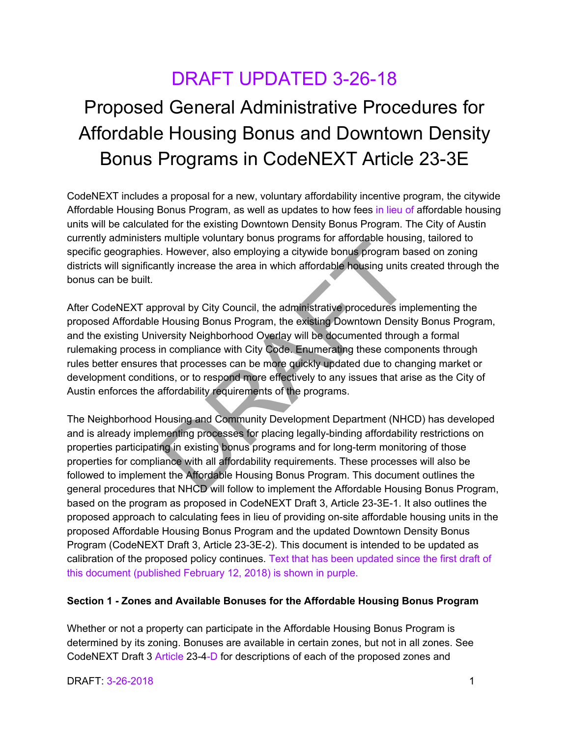# DRAFT UPDATED 3-26-18

# Proposed General Administrative Procedures for Affordable Housing Bonus and Downtown Density Bonus Programs in CodeNEXT Article 23-3E

CodeNEXT includes a proposal for a new, voluntary affordability incentive program, the citywide Affordable Housing Bonus Program, as well as updates to how fees in lieu of affordable housing units will be calculated for the existing Downtown Density Bonus Program. The City of Austin currently administers multiple voluntary bonus programs for affordable housing, tailored to specific geographies. However, also employing a citywide bonus program based on zoning districts will significantly increase the area in which affordable housing units created through the bonus can be built.

After CodeNEXT approval by City Council, the administrative procedures implementing the proposed Affordable Housing Bonus Program, the existing Downtown Density Bonus Program, and the existing University Neighborhood Overlay will be documented through a formal rulemaking process in compliance with City Code. Enumerating these components through rules better ensures that processes can be more quickly updated due to changing market or development conditions, or to respond more effectively to any issues that arise as the City of Austin enforces the affordability requirements of the programs.

The Neighborhood Housing and Community Development Department (NHCD) has developed and is already implementing processes for placing legally-binding affordability restrictions on properties participating in existing bonus programs and for long-term monitoring of those properties for compliance with all affordability requirements. These processes will also be followed to implement the Affordable Housing Bonus Program. This document outlines the general procedures that NHCD will follow to implement the Affordable Housing Bonus Program, based on the program as proposed in CodeNEXT Draft 3, Article 23-3E-1. It also outlines the proposed approach to calculating fees in lieu of providing on-site affordable housing units in the proposed Affordable Housing Bonus Program and the updated Downtown Density Bonus Program (CodeNEXT Draft 3, Article 23-3E-2). This document is intended to be updated as calibration of the proposed policy continues. Text that has been updated since the first draft of this document (published February 12, 2018) is shown in purple.

**Section 1 - Zones and Available Bonuses for the Affordable Housing Bonus Program**

Whether or not a property can participate in the Affordable Housing Bonus Program is determined by its zoning. Bonuses are available in certain zones, but not in all zones. See CodeNEXT Draft 3 Article 23-4-D for descriptions of each of the proposed zones and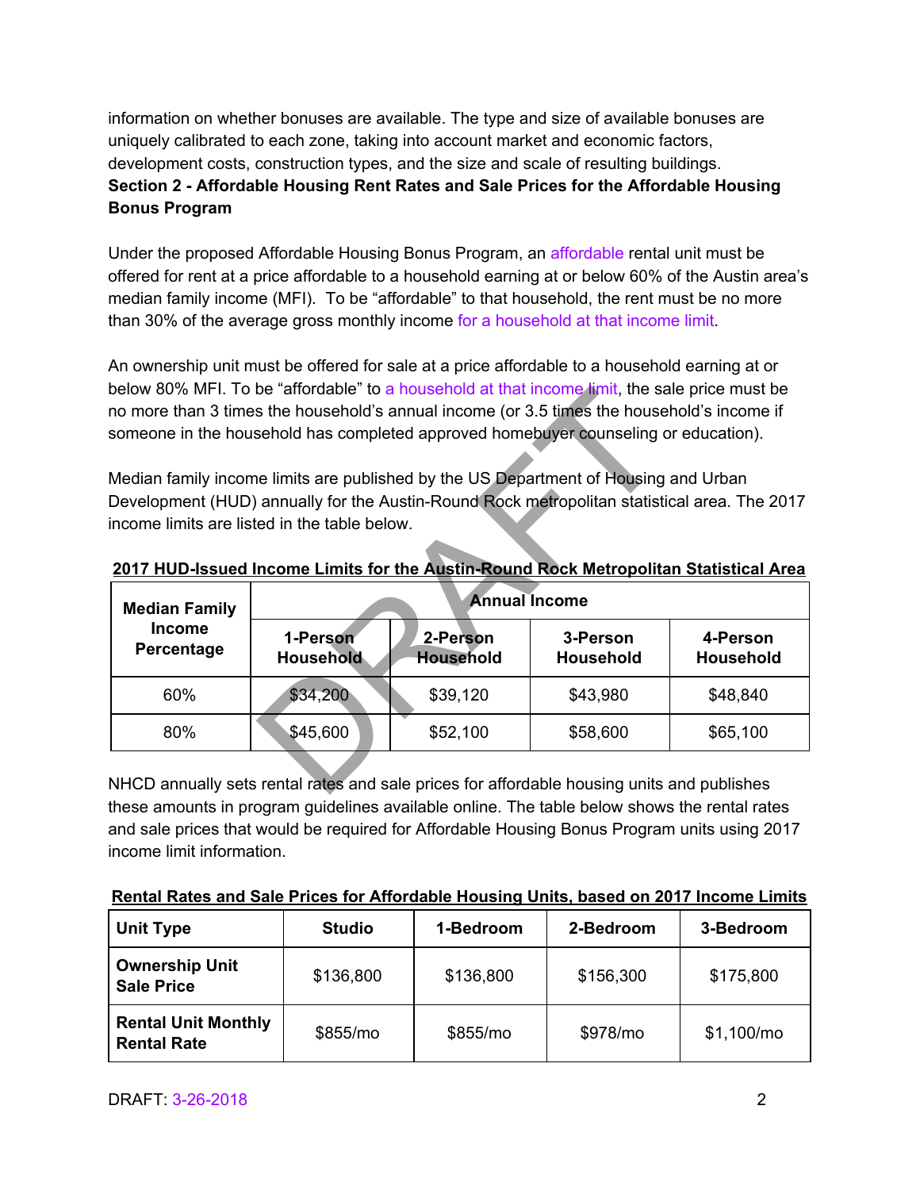information on whether bonuses are available. The type and size of available bonuses are uniquely calibrated to each zone, taking into account market and economic factors, development costs, construction types, and the size and scale of resulting buildings.

**Section 2 - Affordable Housing Rent Rates and Sale Prices for the Affordable Housing Bonus Program**

Under the proposed Affordable Housing Bonus Program, an affordable rental unit must be offered for rent at a price affordable to a household earning at or below 60% of the Austin area's median family income (MFI). To be "affordable" to that household, the rent must be no more than 30% of the average gross monthly income for a household at that income limit.

An ownership unit must be offered for sale at a price affordable to a household earning at or below 80% MFI. To be "affordable" to a household at that income limit, the sale price must be no more than 3 times the household's annual income (or 3.5 times the household's income if someone in the household has completed approved homebuyer counseling or education).

Median family income limits are published by the US Department of Housing and Urban Development (HUD) annually for the Austin-Round Rock metropolitan statistical area. The 2017 income limits are listed in the table below.

**2017 HUD-Issued Income Limits for the Austin-Round Rock Metropolitan Statistical Area**

| Median Family Income Percentage | Annual Income | | | |
|---|---|---|---|---|
| | 1-Person Household | 2-Person Household | 3-Person Household | 4-Person Household |
| 60% | $34,200 | $39,120 | $43,980 | $48,840 |
| 80% | $45,600 | $52,100 | $58,600 | $65,100 |

NHCD annually sets rental rates and sale prices for affordable housing units and publishes these amounts in program guidelines available online. The table below shows the rental rates and sale prices that would be required for Affordable Housing Bonus Program units using 2017 income limit information.

**Rental Rates and Sale Prices for Affordable Housing Units, based on 2017 Income Limits**

| Unit Type | Studio | 1-Bedroom | 2-Bedroom | 3-Bedroom |
|---|---|---|---|---|
| Ownership Unit Sale Price | $136,800 | $136,800 | $156,300 | $175,800 |
| Rental Unit Monthly Rental Rate | $855/mo | $855/mo | $978/mo | $1,100/mo |

DRAFT: 3-26-2018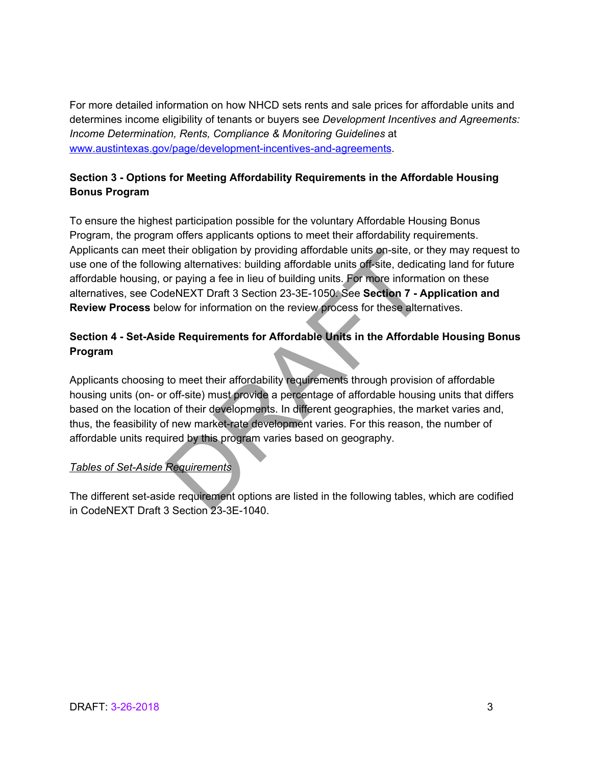For more detailed information on how NHCD sets rents and sale prices for affordable units and determines income eligibility of tenants or buyers see *Development Incentives and Agreements: Income Determination, Rents, Compliance & Monitoring Guidelines* at [www.austintexas.gov/page/development-incentives-and-agreements](www.austintexas.gov/page/development-incentives-and-agreements).

**Section 3 - Options for Meeting Affordability Requirements in the Affordable Housing Bonus Program**

To ensure the highest participation possible for the voluntary Affordable Housing Bonus Program, the program offers applicants options to meet their affordability requirements. Applicants can meet their obligation by providing affordable units on-site, or they may request to use one of the following alternatives: building affordable units off-site, dedicating land for future affordable housing, or paying a fee in lieu of building units. For more information on these alternatives, see CodeNEXT Draft 3 Section 23-3E-1050. See **Section 7 - Application and Review Process** below for information on the review process for these alternatives.

**Section 4 - Set-Aside Requirements for Affordable Units in the Affordable Housing Bonus Program**

Applicants choosing to meet their affordability requirements through provision of affordable housing units (on- or off-site) must provide a percentage of affordable housing units that differs based on the location of their developments. In different geographies, the market varies and, thus, the feasibility of new market-rate development varies. For this reason, the number of affordable units required by this program varies based on geography.

*Tables of Set-Aside Requirements*

The different set-aside requirement options are listed in the following tables, which are codified in CodeNEXT Draft 3 Section 23-3E-1040.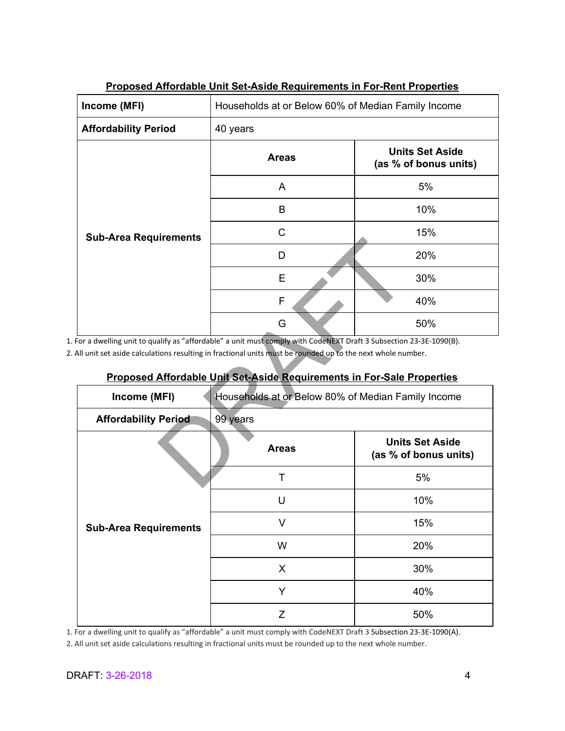**Proposed Affordable Unit Set-Aside Requirements in For-Rent Properties**

| **Income (MFI)** | Households at or Below 60% of Median Family Income | |
|---|---|---|
| **Affordability Period** | 40 years | |
| **Sub-Area Requirements** | **Areas** | **Units Set Aside (as % of bonus units)** |
| | A | 5% |
| | B | 10% |
| | C | 15% |
| | D | 20% |
| | E | 30% |
| | F | 40% |
| | G | 50% |

1. For a dwelling unit to qualify as "affordable" a unit must comply with CodeNEXT Draft 3 Subsection 23-3E-1090(B).
2. All unit set aside calculations resulting in fractional units must be rounded up to the next whole number.

**Proposed Affordable Unit Set-Aside Requirements in For-Sale Properties**

| **Income (MFI)** | Households at or Below 80% of Median Family Income | |
|---|---|---|
| **Affordability Period** | 99 years | |
| **Sub-Area Requirements** | **Areas** | **Units Set Aside (as % of bonus units)** |
| | T | 5% |
| | U | 10% |
| | V | 15% |
| | W | 20% |
| | X | 30% |
| | Y | 40% |
| | Z | 50% |

1. For a dwelling unit to qualify as "affordable" a unit must comply with CodeNEXT Draft 3 Subsection 23-3E-1090(A).
2. All unit set aside calculations resulting in fractional units must be rounded up to the next whole number.

DRAFT: 3-26-2018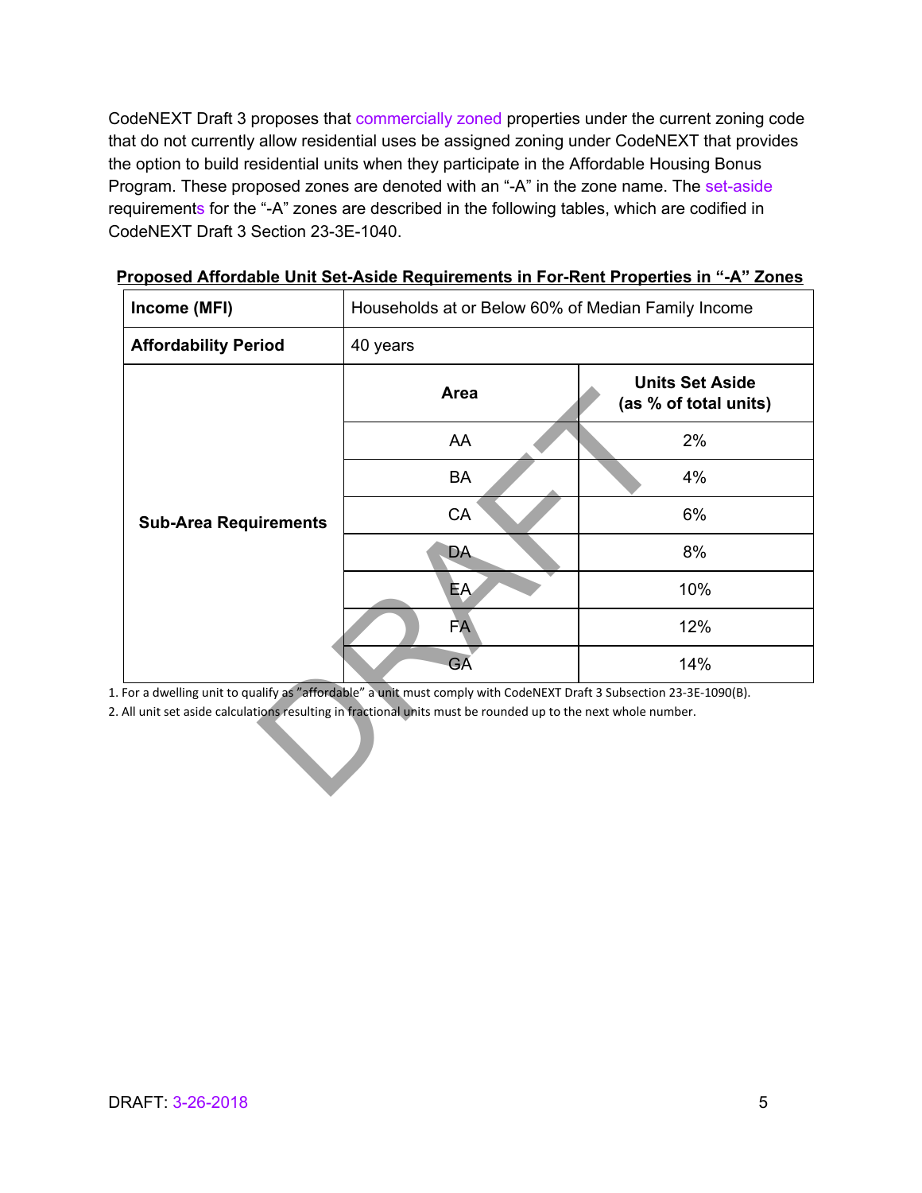CodeNEXT Draft 3 proposes that commercially zoned properties under the current zoning code that do not currently allow residential uses be assigned zoning under CodeNEXT that provides the option to build residential units when they participate in the Affordable Housing Bonus Program. These proposed zones are denoted with an "-A" in the zone name. The set-aside requirements for the "-A" zones are described in the following tables, which are codified in CodeNEXT Draft 3 Section 23-3E-1040.

**Proposed Affordable Unit Set-Aside Requirements in For-Rent Properties in "-A" Zones**

| | | |
|---|---|---|
| **Income (MFI)** | Households at or Below 60% of Median Family Income | |
| **Affordability Period** | 40 years | |
| **Sub-Area Requirements** | **Area** | **Units Set Aside (as % of total units)** |
| | AA | 2% |
| | BA | 4% |
| | CA | 6% |
| | DA | 8% |
| | EA | 10% |
| | FA | 12% |
| | GA | 14% |

1. For a dwelling unit to qualify as "affordable" a unit must comply with CodeNEXT Draft 3 Subsection 23-3E-1090(B).
2. All unit set aside calculations resulting in fractional units must be rounded up to the next whole number.

DRAFT: 3-26-2018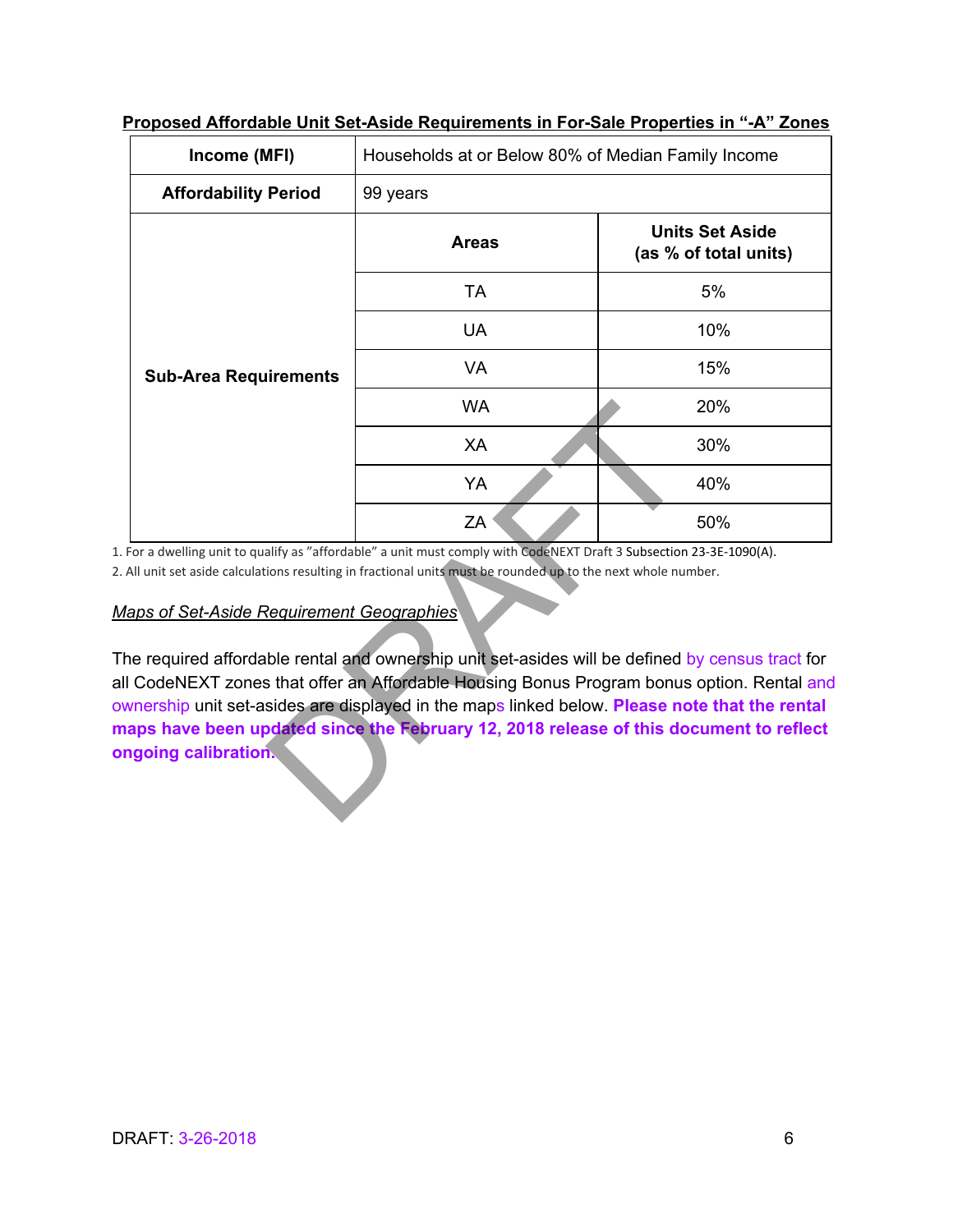**Proposed Affordable Unit Set-Aside Requirements in For-Sale Properties in "-A" Zones**

| Income (MFI) | Households at or Below 80% of Median Family Income | |
|---|---|---|
| **Affordability Period** | 99 years | |
| **Sub-Area Requirements** | **Areas** | **Units Set Aside (as % of total units)** |
| | TA | 5% |
| | UA | 10% |
| | VA | 15% |
| | WA | 20% |
| | XA | 30% |
| | YA | 40% |
| | ZA | 50% |

1. For a dwelling unit to qualify as "affordable" a unit must comply with CodeNEXT Draft 3 Subsection 23-3E-1090(A).
2. All unit set aside calculations resulting in fractional units must be rounded up to the next whole number.

*Maps of Set-Aside Requirement Geographies*

The required affordable rental and ownership unit set-asides will be defined by census tract for all CodeNEXT zones that offer an Affordable Housing Bonus Program bonus option. Rental and ownership unit set-asides are displayed in the maps linked below. **Please note that the rental maps have been updated since the February 12, 2018 release of this document to reflect ongoing calibration.**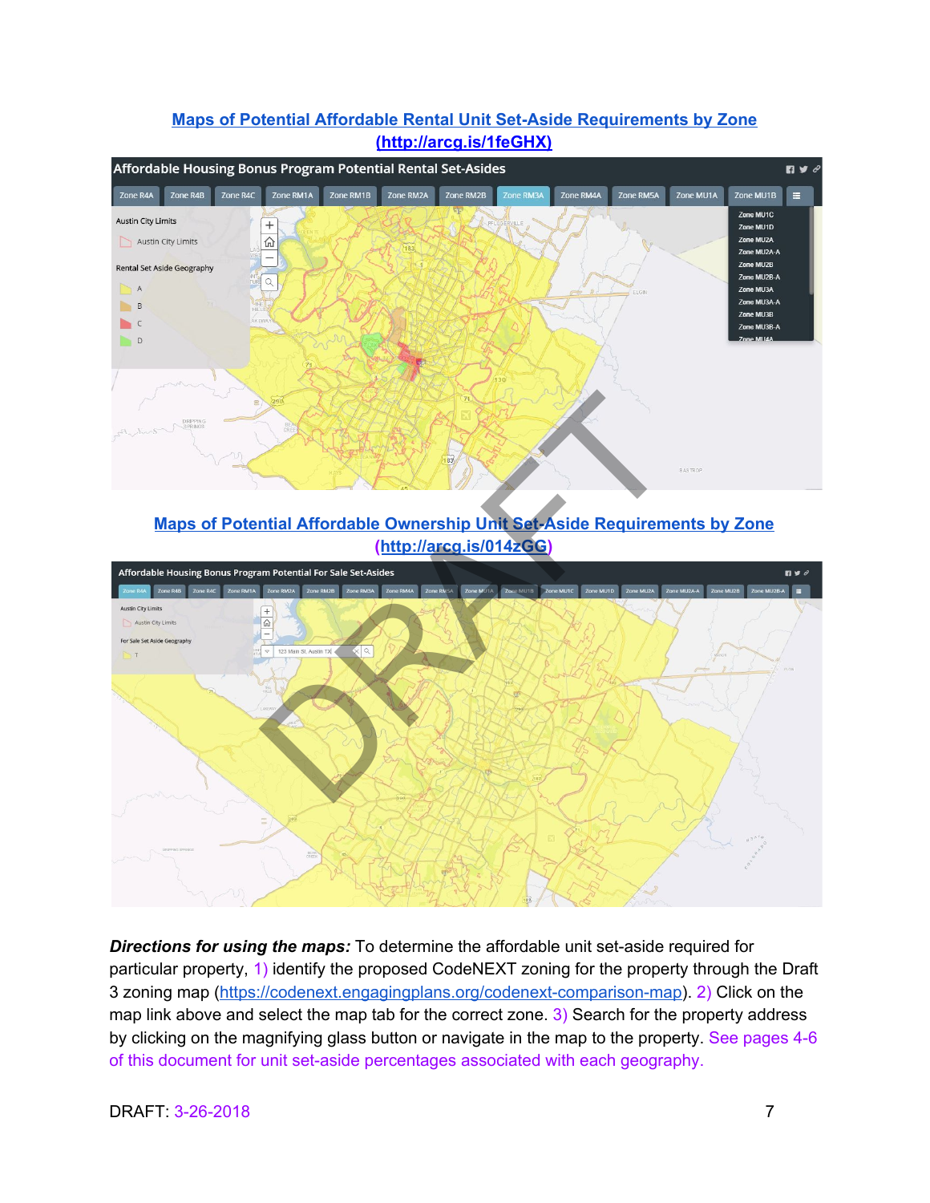## [Maps of Potential Affordable Rental Unit Set-Aside Requirements by Zone (http://arcg.is/1feGHX)](http://arcg.is/1feGHX)

## [Maps of Potential Affordable Ownership Unit Set-Aside Requirements by Zone (http://arcg.is/014zGG)](http://arcg.is/014zGG)

***Directions for using the maps:*** To determine the affordable unit set-aside required for particular property, 1) identify the proposed CodeNEXT zoning for the property through the Draft 3 zoning map (https://codenext.engagingplans.org/codenext-comparison-map). 2) Click on the map link above and select the map tab for the correct zone. 3) Search for the property address by clicking on the magnifying glass button or navigate in the map to the property. See pages 4-6 of this document for unit set-aside percentages associated with each geography.

DRAFT: 3-26-2018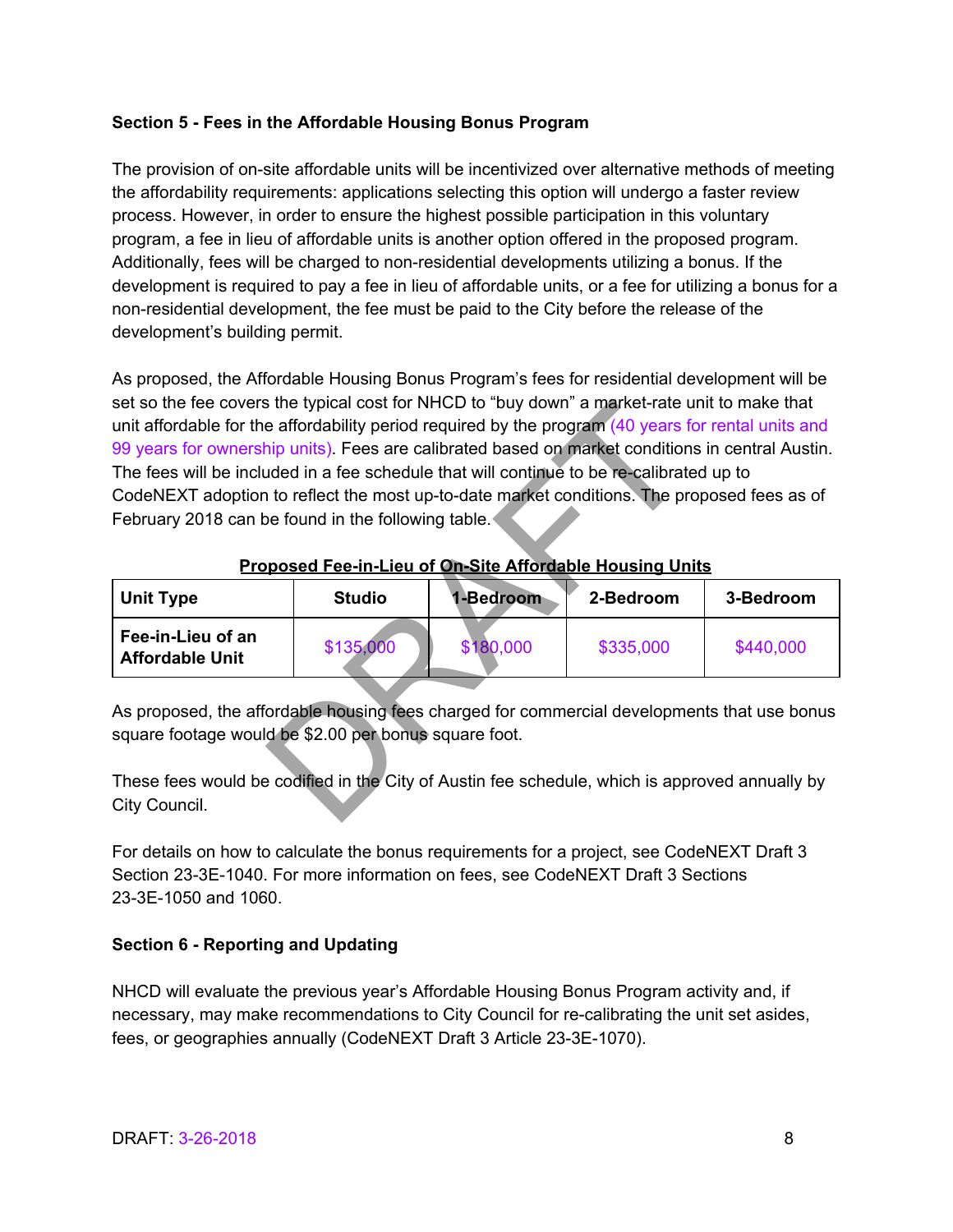**Section 5 - Fees in the Affordable Housing Bonus Program**

The provision of on-site affordable units will be incentivized over alternative methods of meeting the affordability requirements: applications selecting this option will undergo a faster review process. However, in order to ensure the highest possible participation in this voluntary program, a fee in lieu of affordable units is another option offered in the proposed program. Additionally, fees will be charged to non-residential developments utilizing a bonus. If the development is required to pay a fee in lieu of affordable units, or a fee for utilizing a bonus for a non-residential development, the fee must be paid to the City before the release of the development's building permit.

As proposed, the Affordable Housing Bonus Program's fees for residential development will be set so the fee covers the typical cost for NHCD to "buy down" a market-rate unit to make that unit affordable for the affordability period required by the program (40 years for rental units and 99 years for ownership units). Fees are calibrated based on market conditions in central Austin. The fees will be included in a fee schedule that will continue to be re-calibrated up to CodeNEXT adoption to reflect the most up-to-date market conditions. The proposed fees as of February 2018 can be found in the following table.

**Proposed Fee-in-Lieu of On-Site Affordable Housing Units**

| Unit Type | Studio | 1-Bedroom | 2-Bedroom | 3-Bedroom |
| --- | --- | --- | --- | --- |
| Fee-in-Lieu of an Affordable Unit | $135,000 | $180,000 | $335,000 | $440,000 |

As proposed, the affordable housing fees charged for commercial developments that use bonus square footage would be $2.00 per bonus square foot.

These fees would be codified in the City of Austin fee schedule, which is approved annually by City Council.

For details on how to calculate the bonus requirements for a project, see CodeNEXT Draft 3 Section 23-3E-1040. For more information on fees, see CodeNEXT Draft 3 Sections 23-3E-1050 and 1060.

**Section 6 - Reporting and Updating**

NHCD will evaluate the previous year's Affordable Housing Bonus Program activity and, if necessary, may make recommendations to City Council for re-calibrating the unit set asides, fees, or geographies annually (CodeNEXT Draft 3 Article 23-3E-1070).

DRAFT: 3-26-2018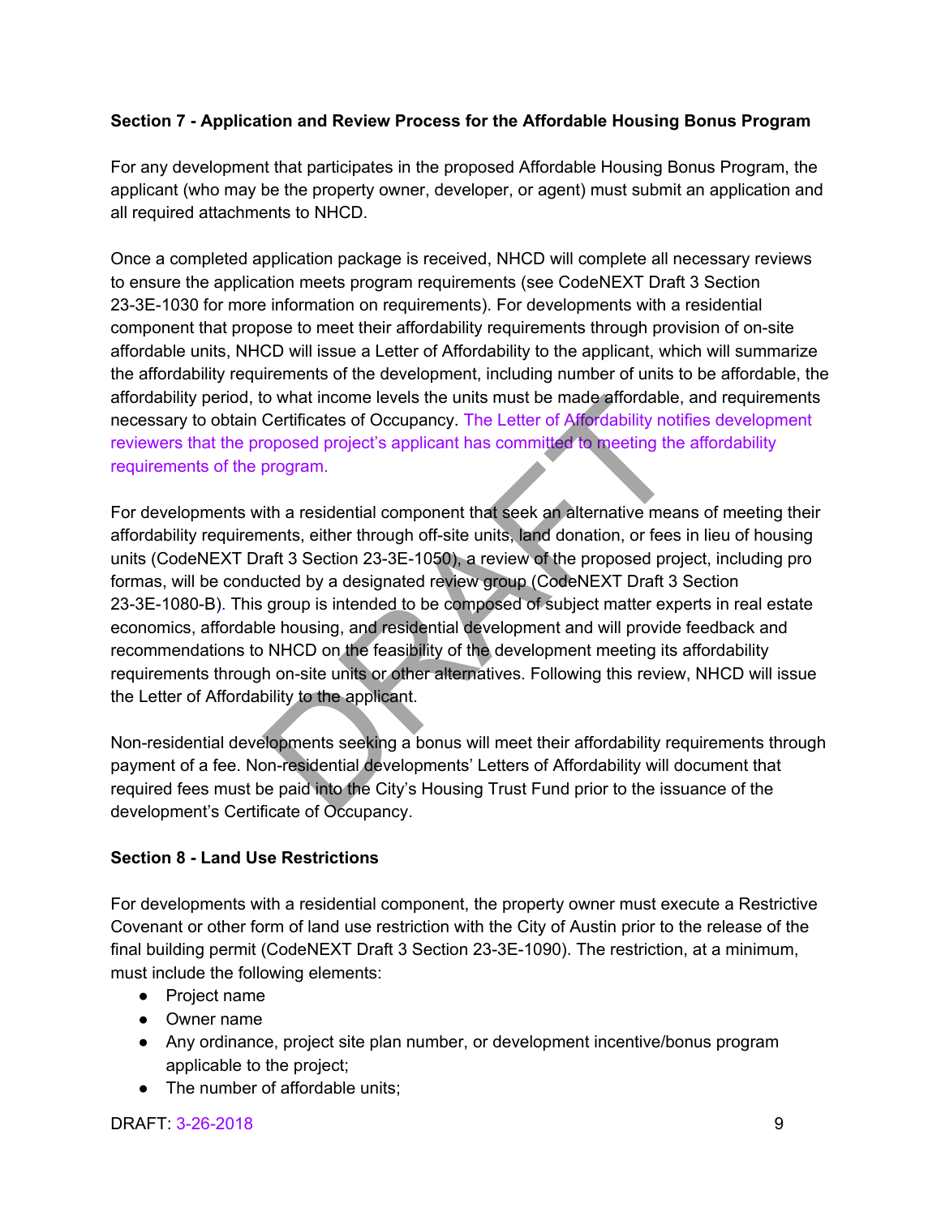**Section 7 - Application and Review Process for the Affordable Housing Bonus Program**

For any development that participates in the proposed Affordable Housing Bonus Program, the applicant (who may be the property owner, developer, or agent) must submit an application and all required attachments to NHCD.

Once a completed application package is received, NHCD will complete all necessary reviews to ensure the application meets program requirements (see CodeNEXT Draft 3 Section 23-3E-1030 for more information on requirements). For developments with a residential component that propose to meet their affordability requirements through provision of on-site affordable units, NHCD will issue a Letter of Affordability to the applicant, which will summarize the affordability requirements of the development, including number of units to be affordable, the affordability period, to what income levels the units must be made affordable, and requirements necessary to obtain Certificates of Occupancy. The Letter of Affordability notifies development reviewers that the proposed project's applicant has committed to meeting the affordability requirements of the program.

For developments with a residential component that seek an alternative means of meeting their affordability requirements, either through off-site units, land donation, or fees in lieu of housing units (CodeNEXT Draft 3 Section 23-3E-1050), a review of the proposed project, including pro formas, will be conducted by a designated review group (CodeNEXT Draft 3 Section 23-3E-1080-B). This group is intended to be composed of subject matter experts in real estate economics, affordable housing, and residential development and will provide feedback and recommendations to NHCD on the feasibility of the development meeting its affordability requirements through on-site units or other alternatives. Following this review, NHCD will issue the Letter of Affordability to the applicant.

Non-residential developments seeking a bonus will meet their affordability requirements through payment of a fee. Non-residential developments' Letters of Affordability will document that required fees must be paid into the City's Housing Trust Fund prior to the issuance of the development's Certificate of Occupancy.

**Section 8 - Land Use Restrictions**

For developments with a residential component, the property owner must execute a Restrictive Covenant or other form of land use restriction with the City of Austin prior to the release of the final building permit (CodeNEXT Draft 3 Section 23-3E-1090). The restriction, at a minimum, must include the following elements:

- Project name
- Owner name
- Any ordinance, project site plan number, or development incentive/bonus program applicable to the project;
- The number of affordable units;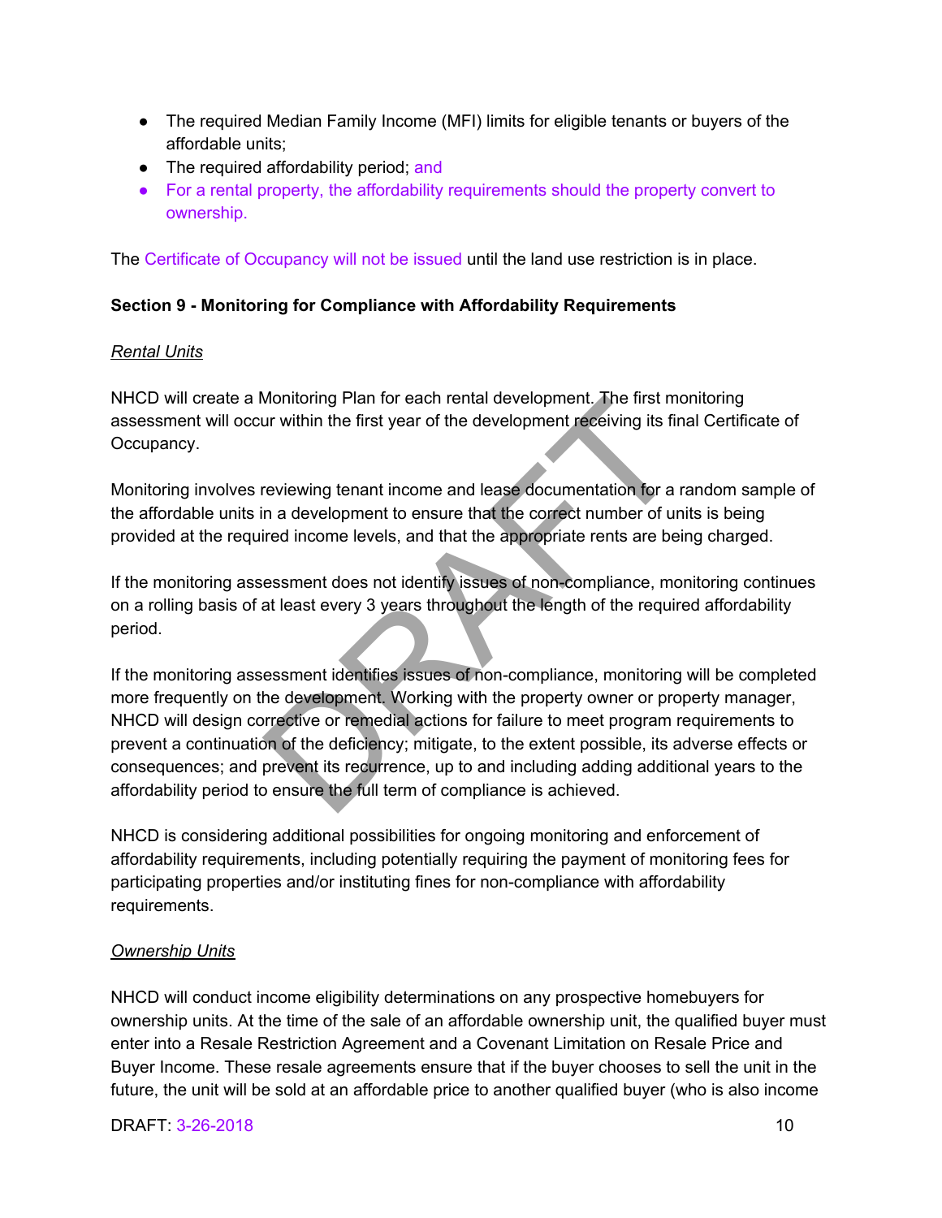- The required Median Family Income (MFI) limits for eligible tenants or buyers of the affordable units;
- The required affordability period; and
- For a rental property, the affordability requirements should the property convert to ownership.

The Certificate of Occupancy will not be issued until the land use restriction is in place.

**Section 9 - Monitoring for Compliance with Affordability Requirements**

*Rental Units*

NHCD will create a Monitoring Plan for each rental development. The first monitoring assessment will occur within the first year of the development receiving its final Certificate of Occupancy.

Monitoring involves reviewing tenant income and lease documentation for a random sample of the affordable units in a development to ensure that the correct number of units is being provided at the required income levels, and that the appropriate rents are being charged.

If the monitoring assessment does not identify issues of non-compliance, monitoring continues on a rolling basis of at least every 3 years throughout the length of the required affordability period.

If the monitoring assessment identifies issues of non-compliance, monitoring will be completed more frequently on the development. Working with the property owner or property manager, NHCD will design corrective or remedial actions for failure to meet program requirements to prevent a continuation of the deficiency; mitigate, to the extent possible, its adverse effects or consequences; and prevent its recurrence, up to and including adding additional years to the affordability period to ensure the full term of compliance is achieved.

NHCD is considering additional possibilities for ongoing monitoring and enforcement of affordability requirements, including potentially requiring the payment of monitoring fees for participating properties and/or instituting fines for non-compliance with affordability requirements.

*Ownership Units*

NHCD will conduct income eligibility determinations on any prospective homebuyers for ownership units. At the time of the sale of an affordable ownership unit, the qualified buyer must enter into a Resale Restriction Agreement and a Covenant Limitation on Resale Price and Buyer Income. These resale agreements ensure that if the buyer chooses to sell the unit in the future, the unit will be sold at an affordable price to another qualified buyer (who is also income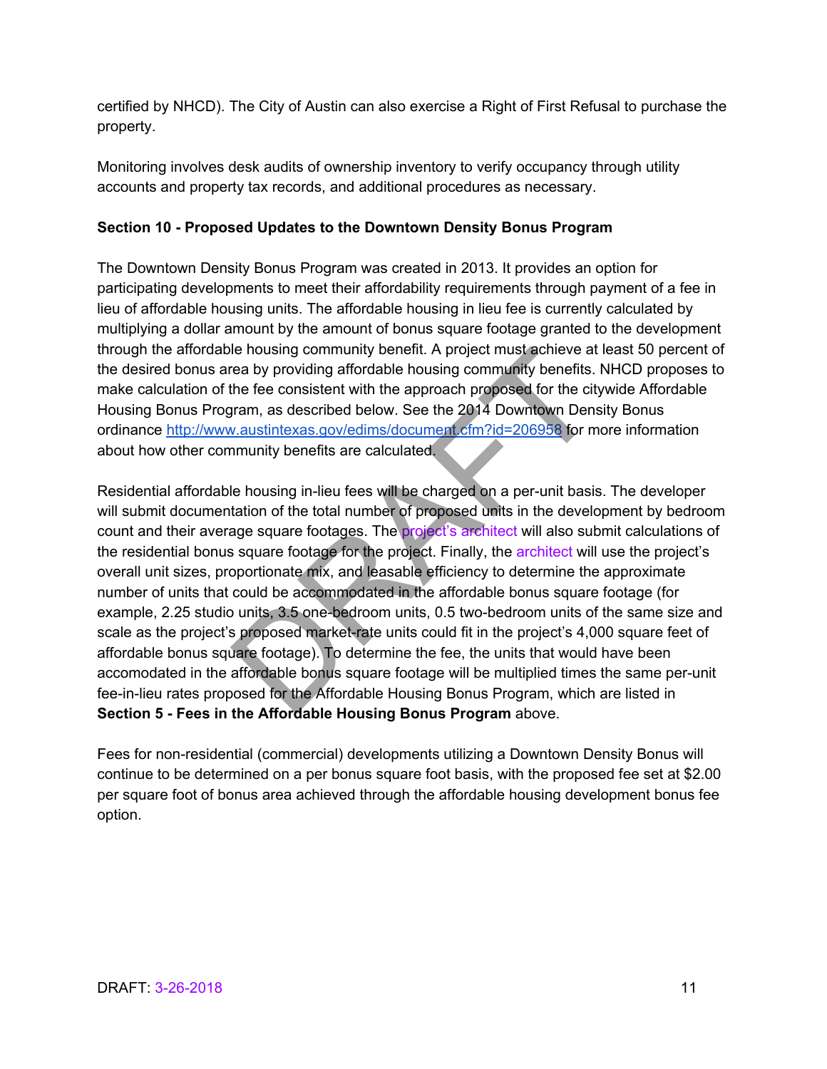certified by NHCD). The City of Austin can also exercise a Right of First Refusal to purchase the property.

Monitoring involves desk audits of ownership inventory to verify occupancy through utility accounts and property tax records, and additional procedures as necessary.

**Section 10 - Proposed Updates to the Downtown Density Bonus Program**

The Downtown Density Bonus Program was created in 2013. It provides an option for participating developments to meet their affordability requirements through payment of a fee in lieu of affordable housing units. The affordable housing in lieu fee is currently calculated by multiplying a dollar amount by the amount of bonus square footage granted to the development through the affordable housing community benefit. A project must achieve at least 50 percent of the desired bonus area by providing affordable housing community benefits. NHCD proposes to make calculation of the fee consistent with the approach proposed for the citywide Affordable Housing Bonus Program, as described below. See the 2014 Downtown Density Bonus ordinance http://www.austintexas.gov/edims/document.cfm?id=206958 for more information about how other community benefits are calculated.

Residential affordable housing in-lieu fees will be charged on a per-unit basis. The developer will submit documentation of the total number of proposed units in the development by bedroom count and their average square footages. The project's architect will also submit calculations of the residential bonus square footage for the project. Finally, the architect will use the project's overall unit sizes, proportionate mix, and leasable efficiency to determine the approximate number of units that could be accommodated in the affordable bonus square footage (for example, 2.25 studio units, 3.5 one-bedroom units, 0.5 two-bedroom units of the same size and scale as the project's proposed market-rate units could fit in the project's 4,000 square feet of affordable bonus square footage). To determine the fee, the units that would have been accomodated in the affordable bonus square footage will be multiplied times the same per-unit fee-in-lieu rates proposed for the Affordable Housing Bonus Program, which are listed in **Section 5 - Fees in the Affordable Housing Bonus Program** above.

Fees for non-residential (commercial) developments utilizing a Downtown Density Bonus will continue to be determined on a per bonus square foot basis, with the proposed fee set at $2.00 per square foot of bonus area achieved through the affordable housing development bonus fee option.

DRAFT: 3-26-2018